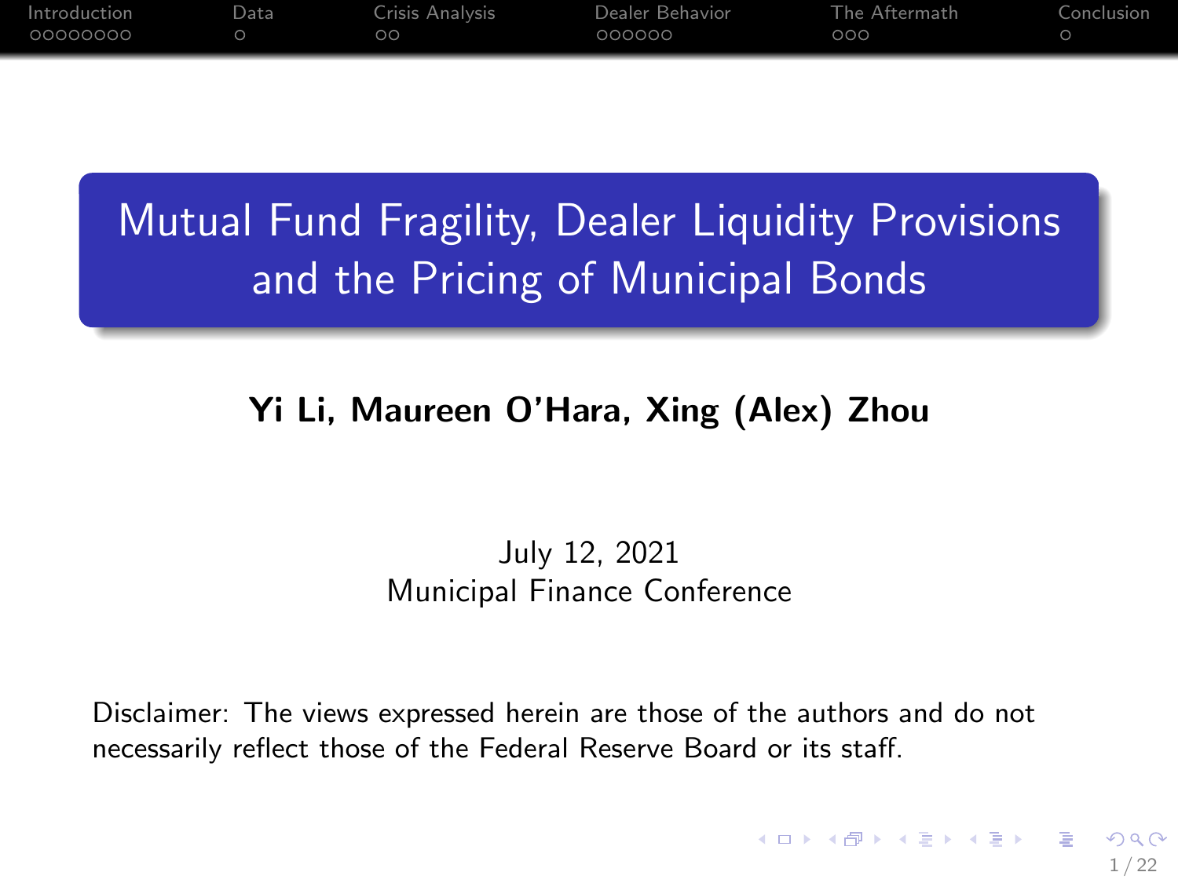# Mutual Fund Fragility, Dealer Liquidity Provisions and the Pricing of Municipal Bonds

**Yi Li, Maureen O'Hara, Xing (Alex) Zhou**

July 12, 2021
Municipal Finance Conference

Disclaimer: The views expressed herein are those of the authors and do not necessarily reflect those of the Federal Reserve Board or its staff.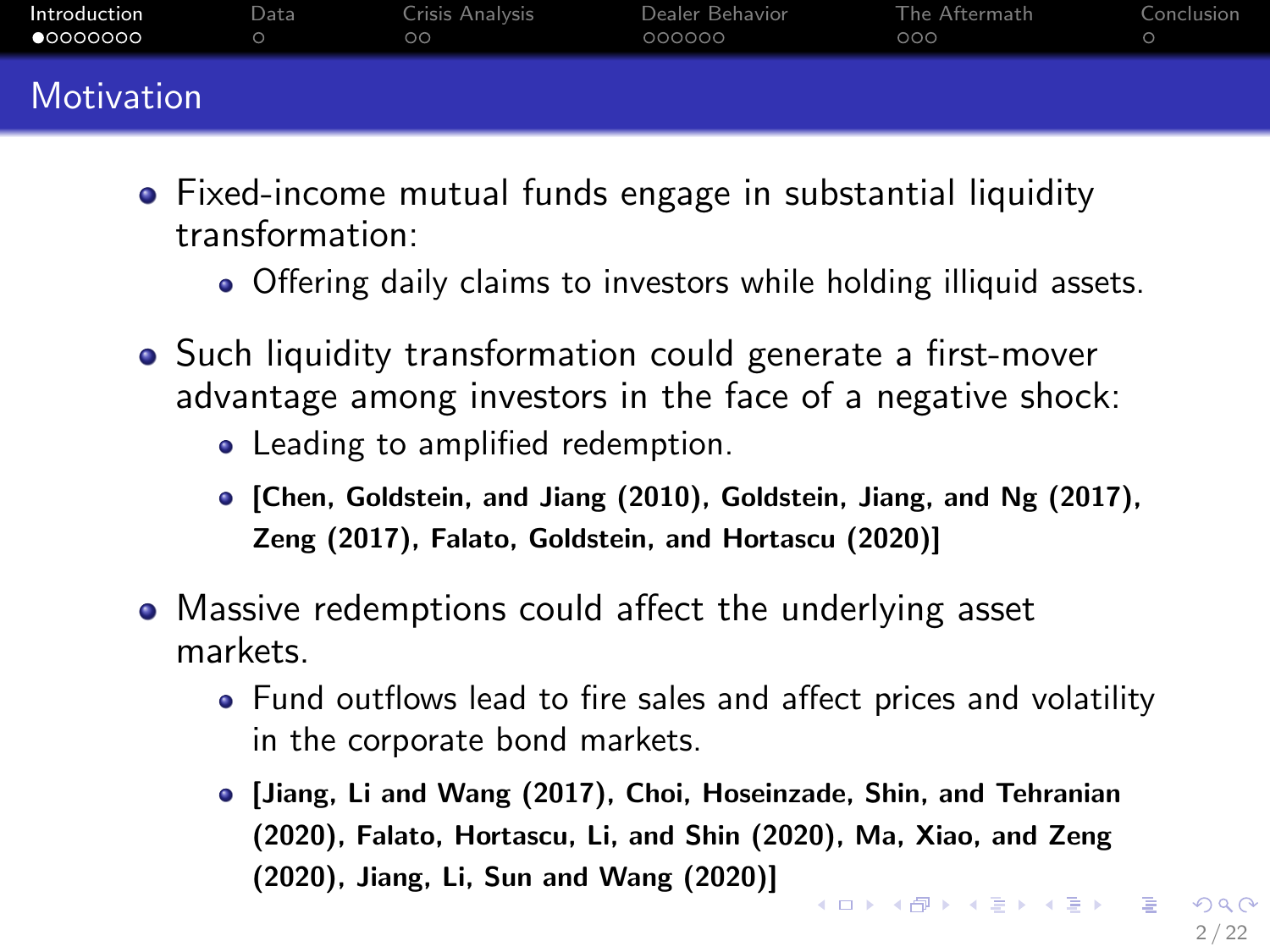## Motivation

- Fixed-income mutual funds engage in substantial liquidity transformation:
  - Offering daily claims to investors while holding illiquid assets.
- Such liquidity transformation could generate a first-mover advantage among investors in the face of a negative shock:
  - Leading to amplified redemption.
  - **[Chen, Goldstein, and Jiang (2010), Goldstein, Jiang, and Ng (2017), Zeng (2017), Falato, Goldstein, and Hortascu (2020)]**
- Massive redemptions could affect the underlying asset markets.
  - Fund outflows lead to fire sales and affect prices and volatility in the corporate bond markets.
  - **[Jiang, Li and Wang (2017), Choi, Hoseinzade, Shin, and Tehranian (2020), Falato, Hortascu, Li, and Shin (2020), Ma, Xiao, and Zeng (2020), Jiang, Li, Sun and Wang (2020)]**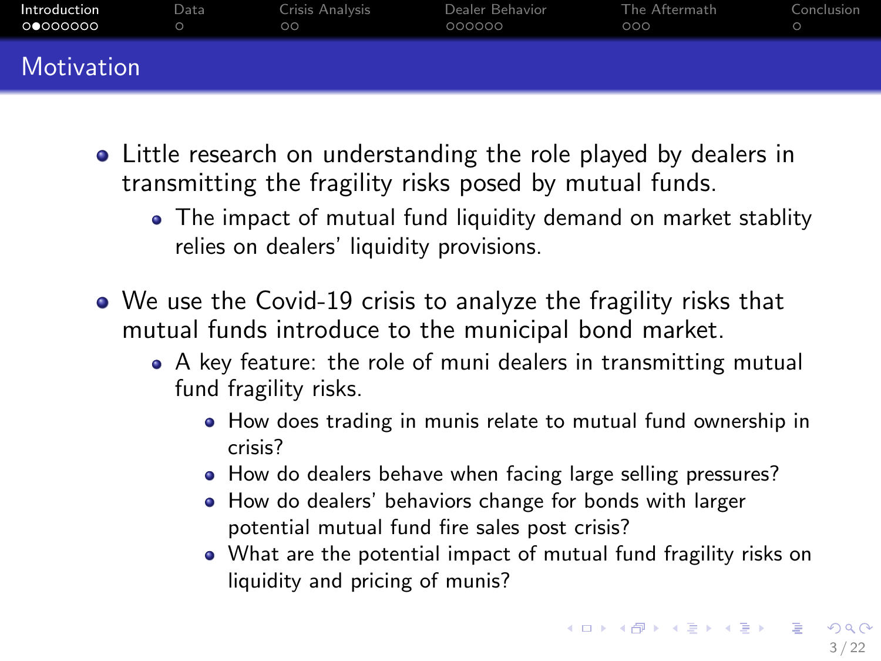## Motivation

- Little research on understanding the role played by dealers in transmitting the fragility risks posed by mutual funds.
  - The impact of mutual fund liquidity demand on market stablity relies on dealers' liquidity provisions.
- We use the Covid-19 crisis to analyze the fragility risks that mutual funds introduce to the municipal bond market.
  - A key feature: the role of muni dealers in transmitting mutual fund fragility risks.
    - How does trading in munis relate to mutual fund ownership in crisis?
    - How do dealers behave when facing large selling pressures?
    - How do dealers' behaviors change for bonds with larger potential mutual fund fire sales post crisis?
    - What are the potential impact of mutual fund fragility risks on liquidity and pricing of munis?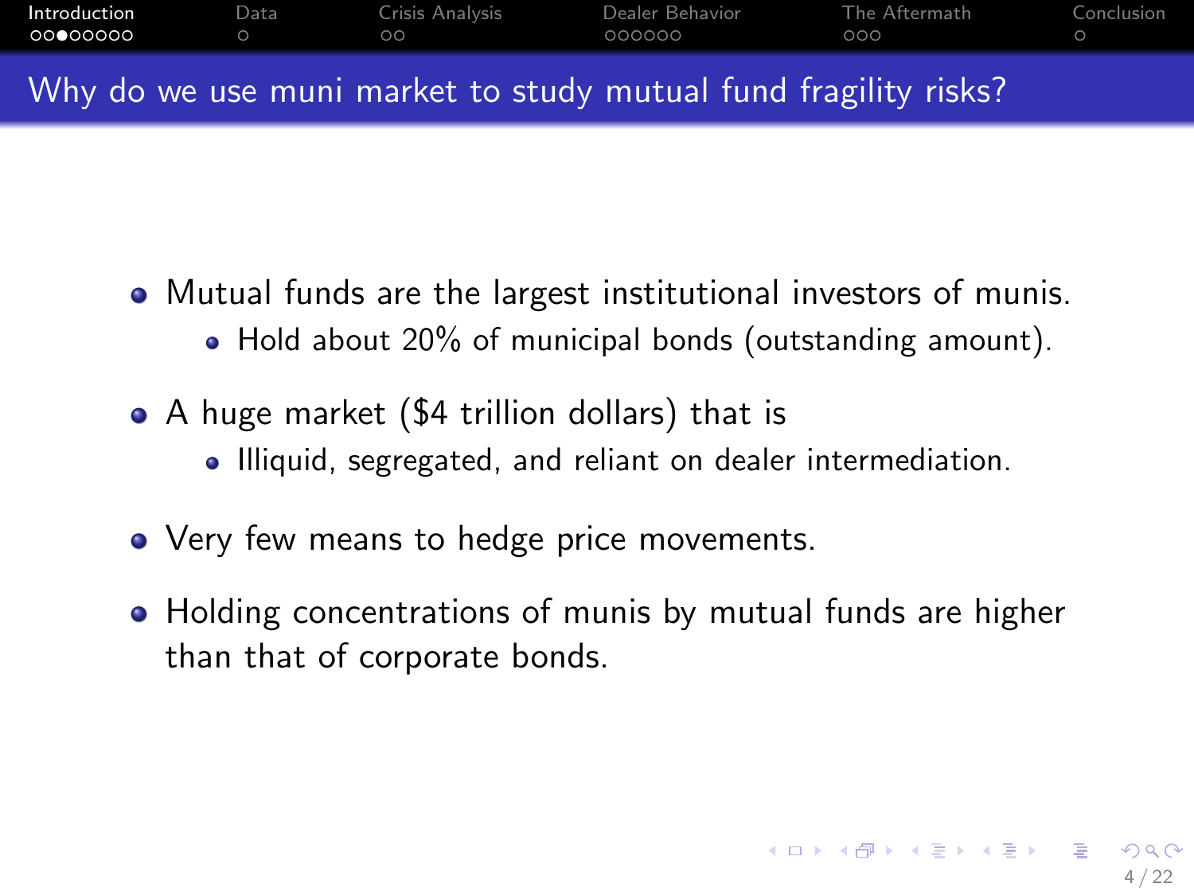## Why do we use muni market to study mutual fund fragility risks?

- Mutual funds are the largest institutional investors of munis.
  - Hold about 20% of municipal bonds (outstanding amount).
- A huge market ($4 trillion dollars) that is
  - Illiquid, segregated, and reliant on dealer intermediation.
- Very few means to hedge price movements.
- Holding concentrations of munis by mutual funds are higher than that of corporate bonds.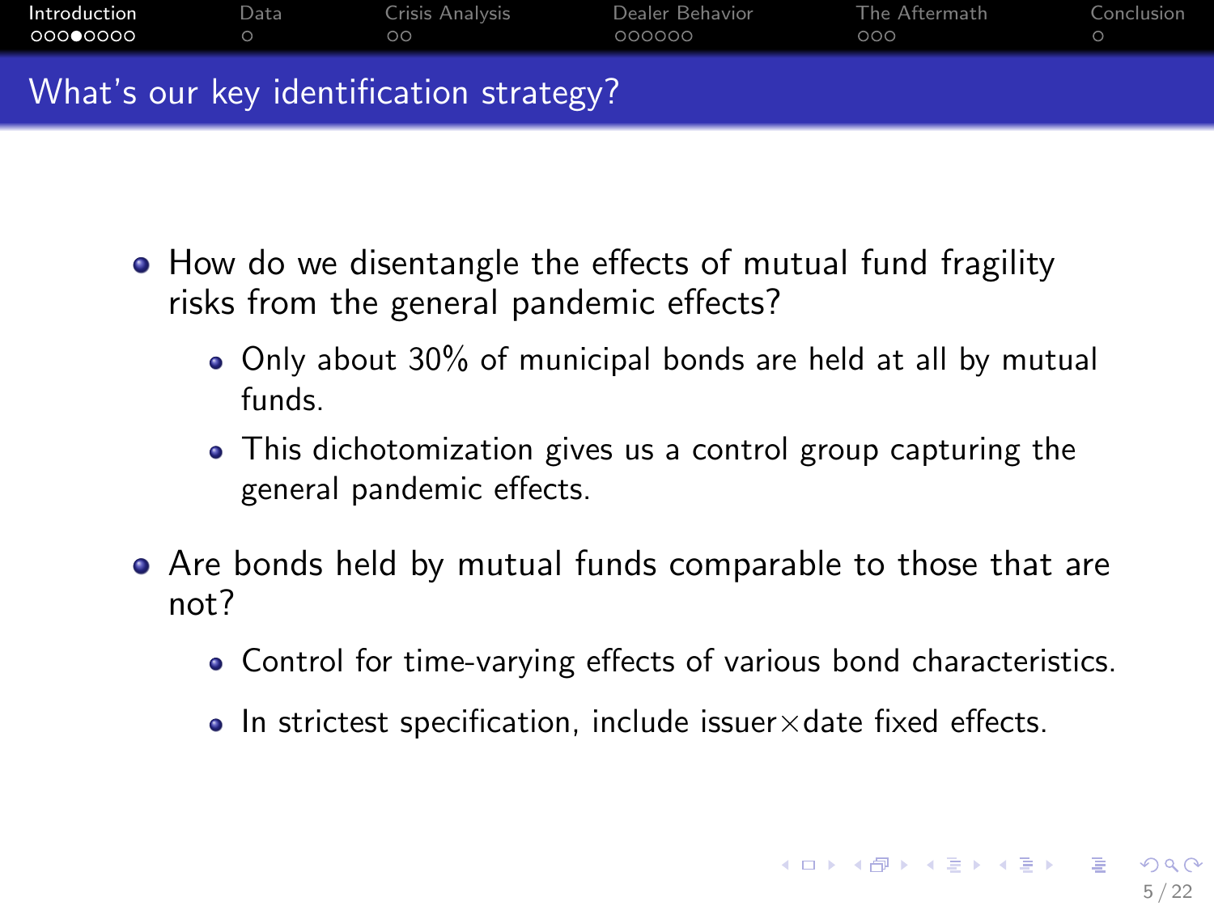## What's our key identification strategy?

- How do we disentangle the effects of mutual fund fragility risks from the general pandemic effects?
  - Only about 30% of municipal bonds are held at all by mutual funds.
  - This dichotomization gives us a control group capturing the general pandemic effects.
- Are bonds held by mutual funds comparable to those that are not?
  - Control for time-varying effects of various bond characteristics.
  - In strictest specification, include issuer$\times$date fixed effects.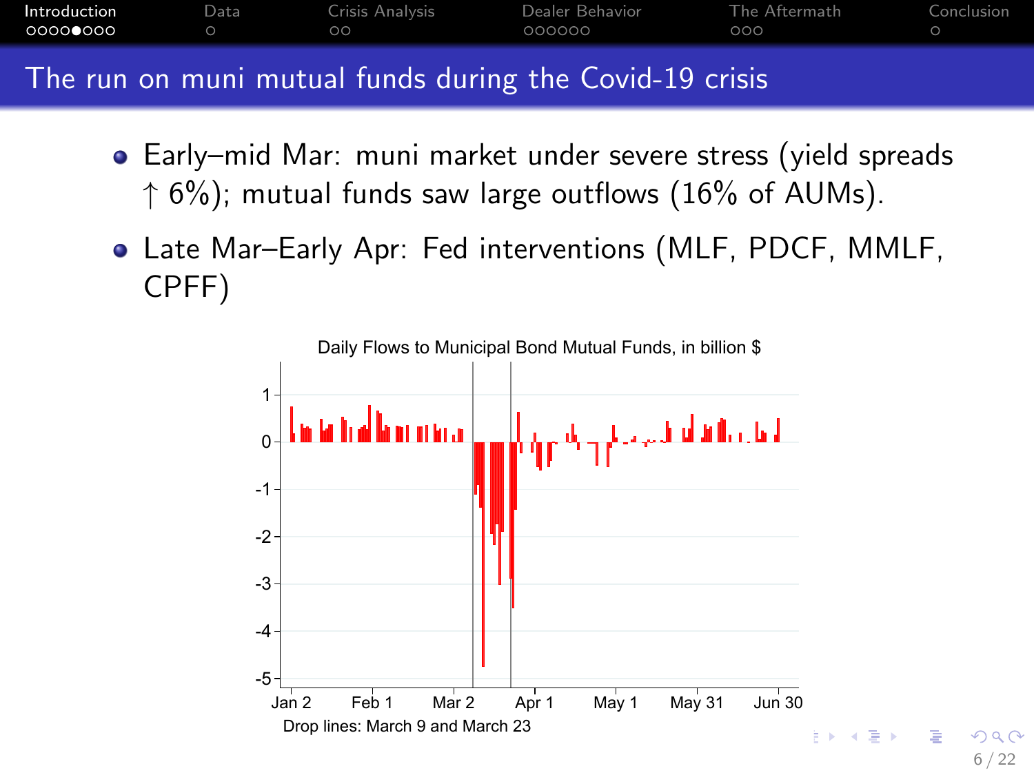## The run on muni mutual funds during the Covid-19 crisis

- Early–mid Mar: muni market under severe stress (yield spreads ↑ 6%); mutual funds saw large outflows (16% of AUMs).
- Late Mar–Early Apr: Fed interventions (MLF, PDCF, MMLF, CPFF)

Daily Flows to Municipal Bond Mutual Funds, in billion $

Drop lines: March 9 and March 23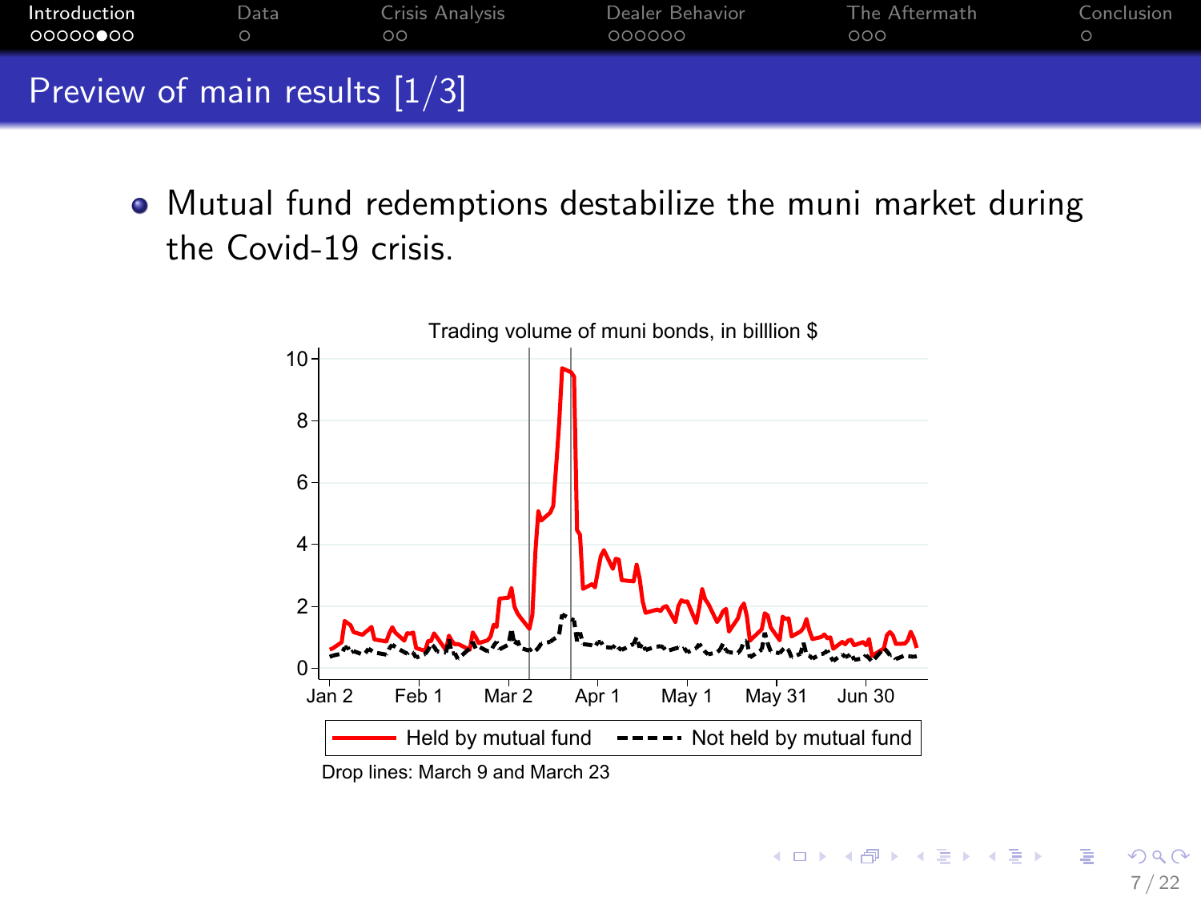## Preview of main results [1/3]

- Mutual fund redemptions destabilize the muni market during the Covid-19 crisis.

Trading volume of muni bonds, in billlion $

Held by mutual fund — Not held by mutual fund

Drop lines: March 9 and March 23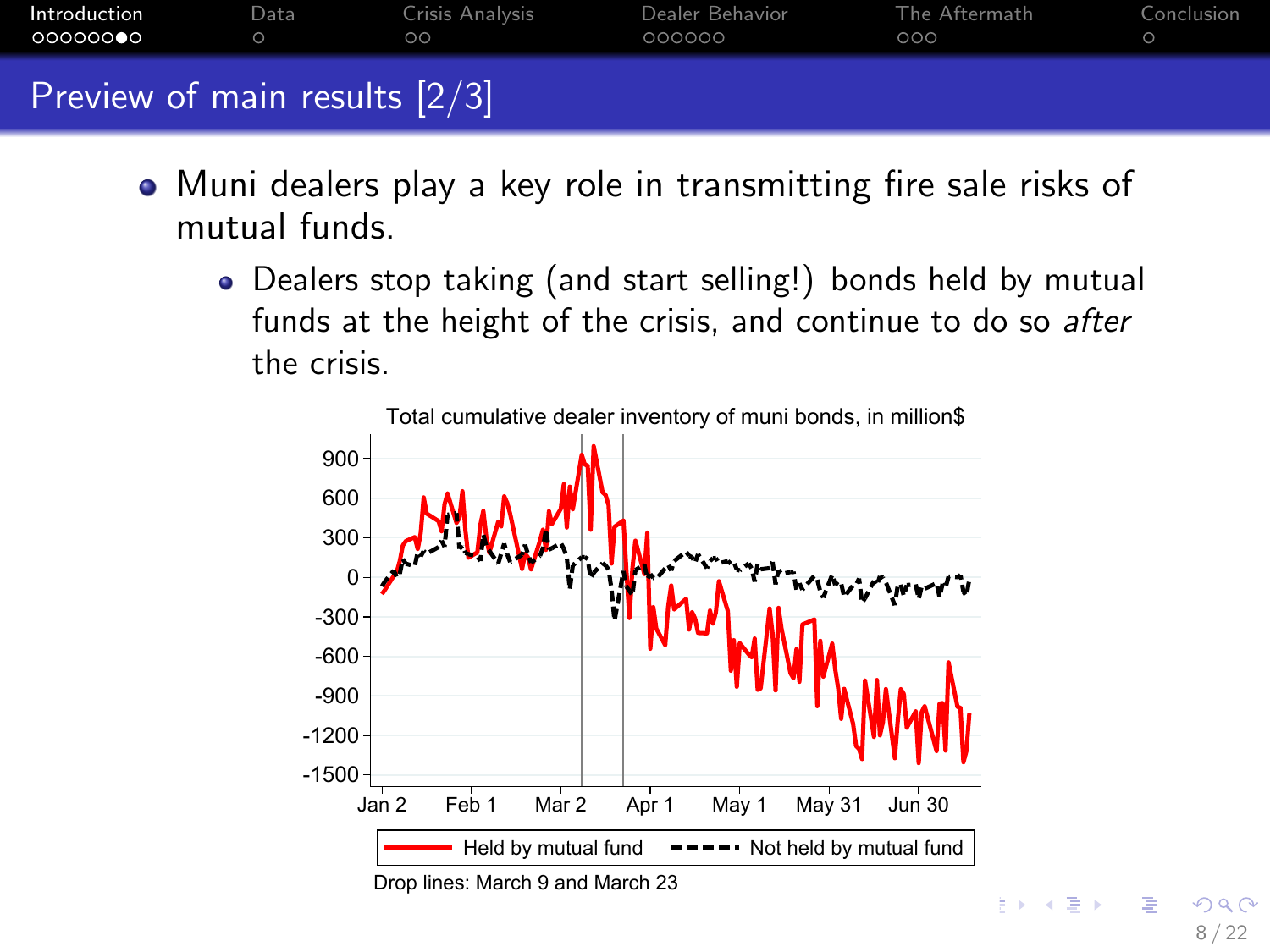## Preview of main results [2/3]

- Muni dealers play a key role in transmitting fire sale risks of mutual funds.
  - Dealers stop taking (and start selling!) bonds held by mutual funds at the height of the crisis, and continue to do so *after* the crisis.

Total cumulative dealer inventory of muni bonds, in million$

Held by mutual fund / Not held by mutual fund

Drop lines: March 9 and March 23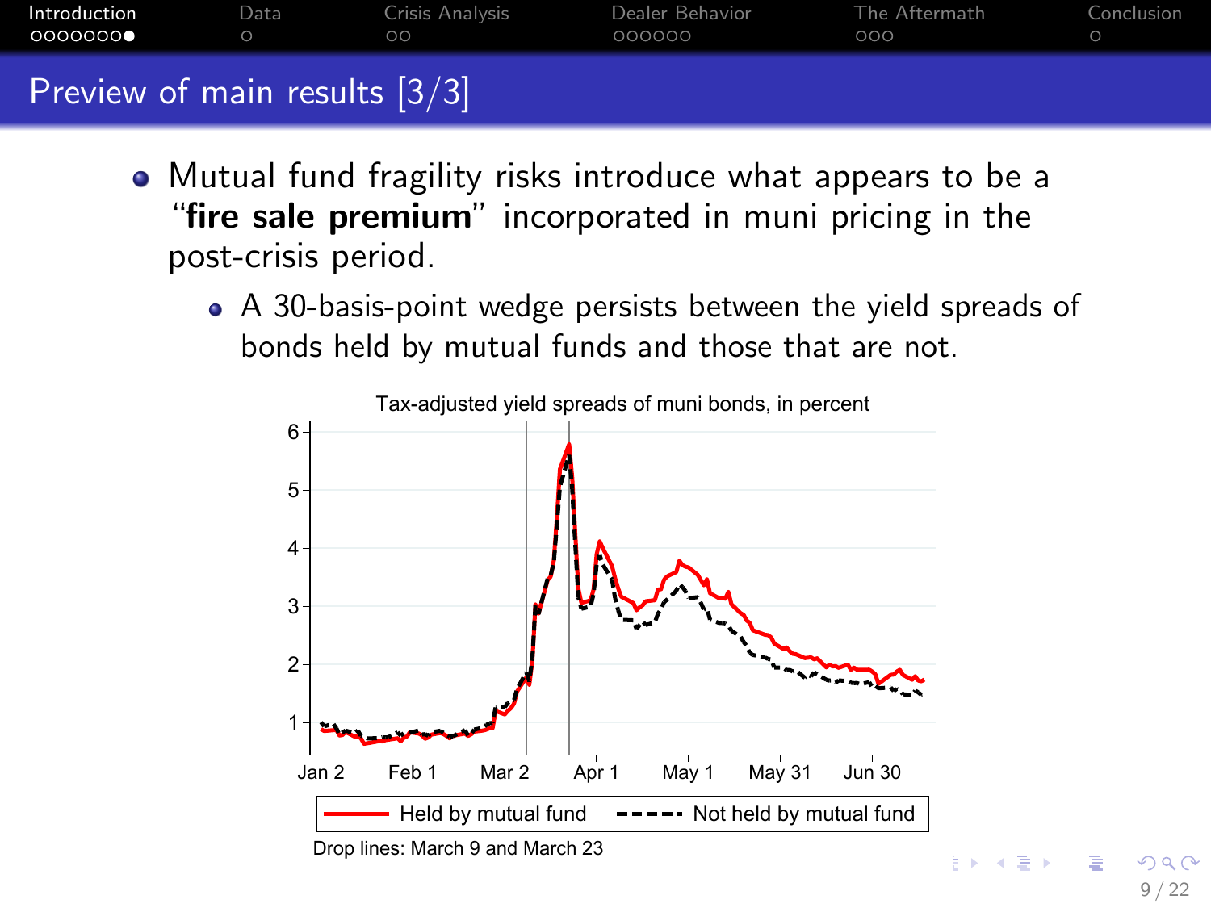## Preview of main results [3/3]

- Mutual fund fragility risks introduce what appears to be a "**fire sale premium**" incorporated in muni pricing in the post-crisis period.
  - A 30-basis-point wedge persists between the yield spreads of bonds held by mutual funds and those that are not.

Tax-adjusted yield spreads of muni bonds, in percent

Held by mutual fund — Not held by mutual fund

Drop lines: March 9 and March 23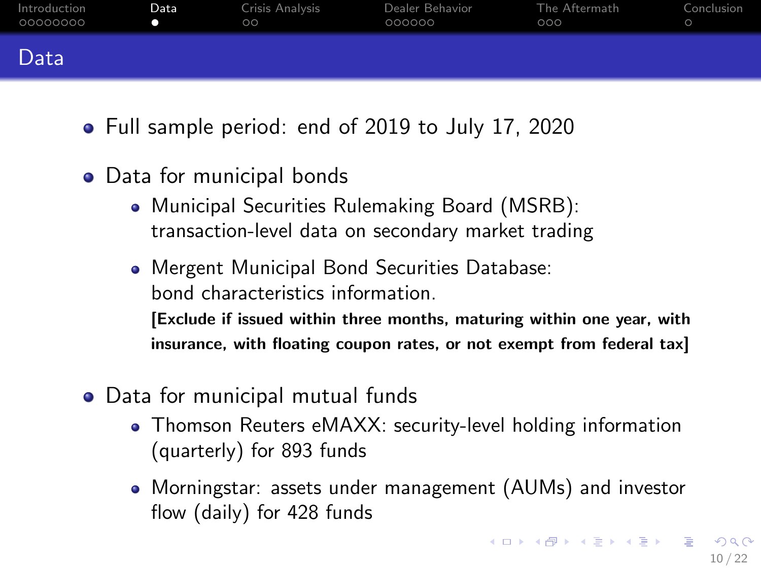# Data

- Full sample period: end of 2019 to July 17, 2020
- Data for municipal bonds
  - Municipal Securities Rulemaking Board (MSRB): transaction-level data on secondary market trading
  - Mergent Municipal Bond Securities Database: bond characteristics information.
    **[Exclude if issued within three months, maturing within one year, with insurance, with floating coupon rates, or not exempt from federal tax]**
- Data for municipal mutual funds
  - Thomson Reuters eMAXX: security-level holding information (quarterly) for 893 funds
  - Morningstar: assets under management (AUMs) and investor flow (daily) for 428 funds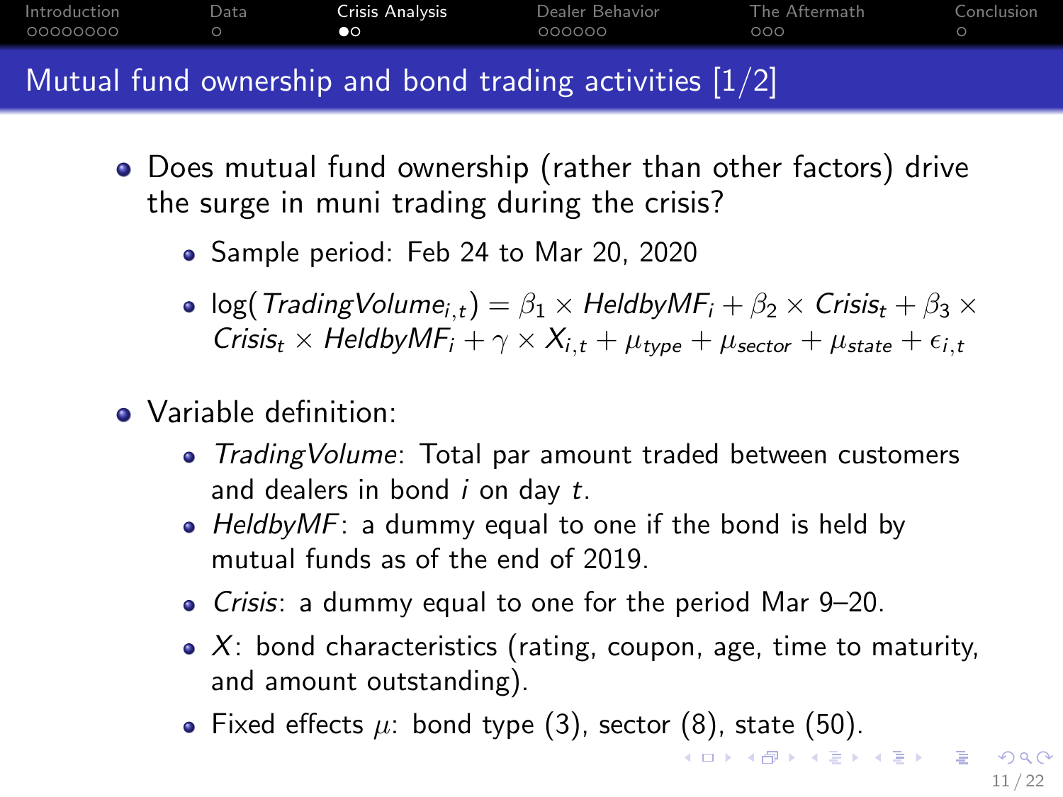## Mutual fund ownership and bond trading activities [1/2]

- Does mutual fund ownership (rather than other factors) drive the surge in muni trading during the crisis?
  - Sample period: Feb 24 to Mar 20, 2020
  - $\log(TradingVolume_{i,t}) = \beta_1 \times HeldbyMF_i + \beta_2 \times Crisis_t + \beta_3 \times Crisis_t \times HeldbyMF_i + \gamma \times X_{i,t} + \mu_{type} + \mu_{sector} + \mu_{state} + \epsilon_{i,t}$
- Variable definition:
  - *TradingVolume*: Total par amount traded between customers and dealers in bond $i$ on day $t$.
  - *HeldbyMF*: a dummy equal to one if the bond is held by mutual funds as of the end of 2019.
  - *Crisis*: a dummy equal to one for the period Mar 9–20.
  - $X$: bond characteristics (rating, coupon, age, time to maturity, and amount outstanding).
  - Fixed effects $\mu$: bond type (3), sector (8), state (50).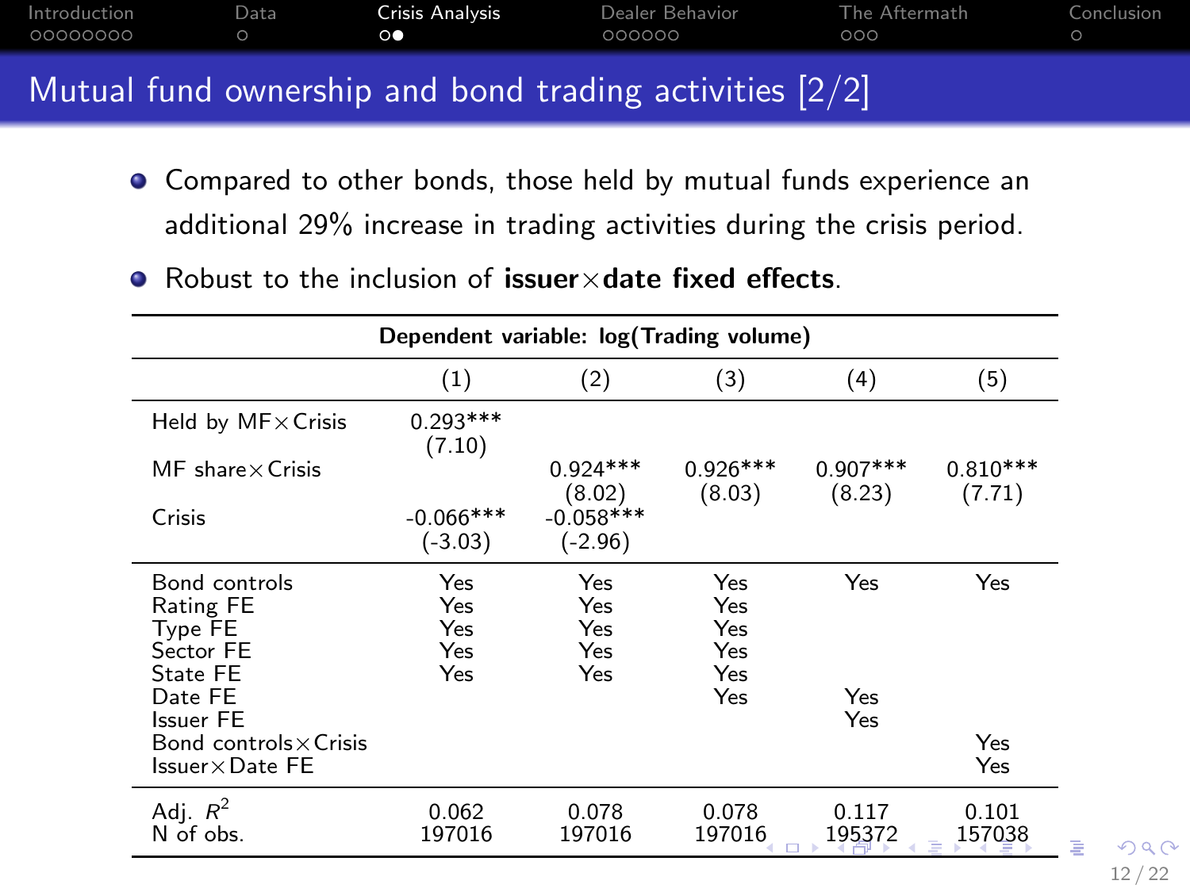# Mutual fund ownership and bond trading activities [2/2]

- Compared to other bonds, those held by mutual funds experience an additional 29% increase in trading activities during the crisis period.
- Robust to the inclusion of **issuer×date fixed effects**.

| Dependent variable: log(Trading volume) | | | | | |
|---|---|---|---|---|---|
| | (1) | (2) | (3) | (4) | (5) |
| Held by MF×Crisis | 0.293*** | | | | |
| | (7.10) | | | | |
| MF share×Crisis | | 0.924*** | 0.926*** | 0.907*** | 0.810*** |
| | | (8.02) | (8.03) | (8.23) | (7.71) |
| Crisis | -0.066*** | -0.058*** | | | |
| | (-3.03) | (-2.96) | | | |
| Bond controls | Yes | Yes | Yes | Yes | Yes |
| Rating FE | Yes | Yes | Yes | | |
| Type FE | Yes | Yes | Yes | | |
| Sector FE | Yes | Yes | Yes | | |
| State FE | Yes | Yes | Yes | | |
| Date FE | | | Yes | Yes | |
| Issuer FE | | | | Yes | |
| Bond controls×Crisis | | | | | Yes |
| Issuer×Date FE | | | | | Yes |
| Adj. $R^2$ | 0.062 | 0.078 | 0.078 | 0.117 | 0.101 |
| N of obs. | 197016 | 197016 | 197016 | 195372 | 157038 |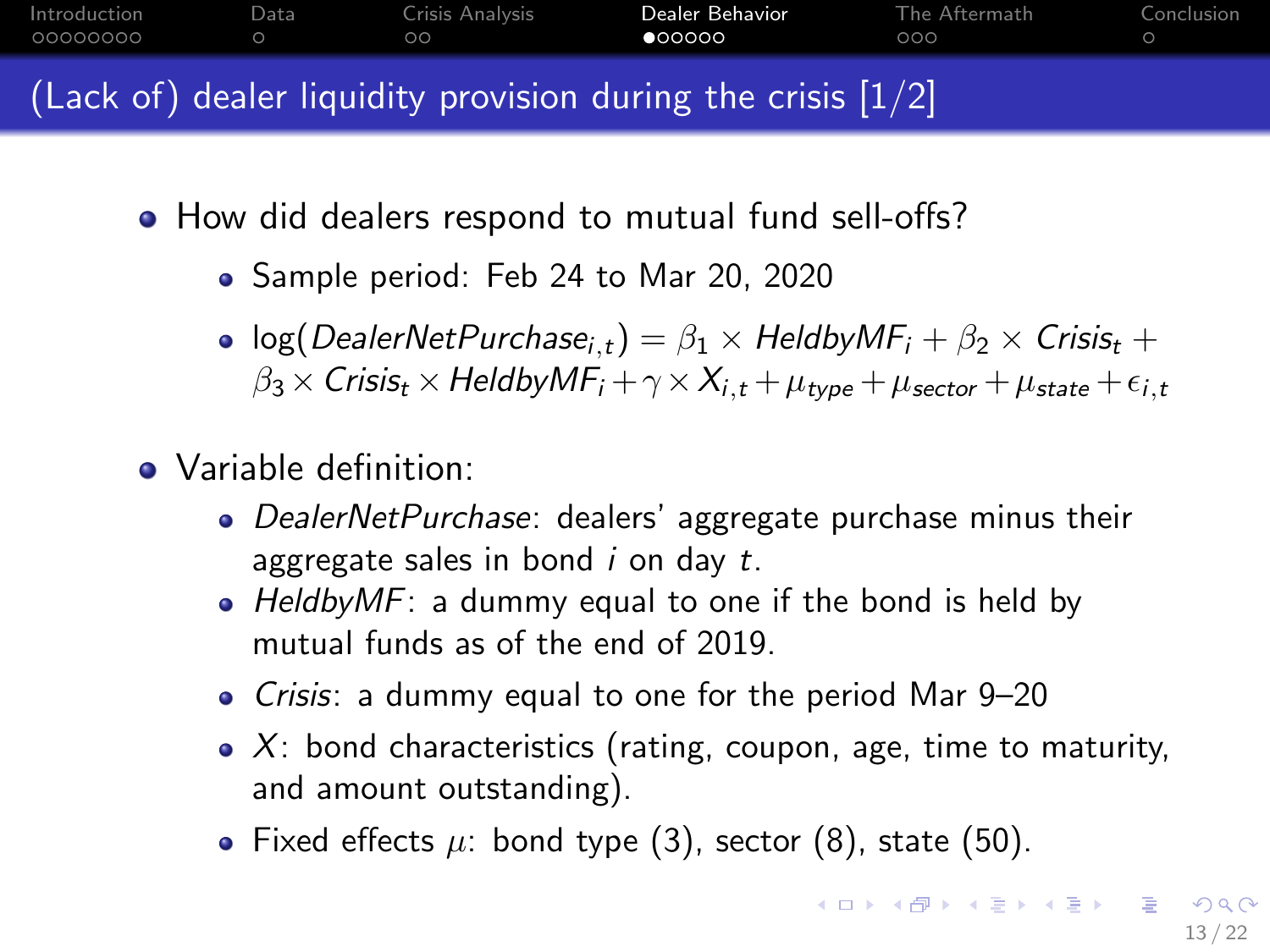# (Lack of) dealer liquidity provision during the crisis [1/2]

- How did dealers respond to mutual fund sell-offs?
  - Sample period: Feb 24 to Mar 20, 2020
  - $\log(DealerNetPurchase_{i,t}) = \beta_1 \times HeldbyMF_i + \beta_2 \times Crisis_t + \beta_3 \times Crisis_t \times HeldbyMF_i + \gamma \times X_{i,t} + \mu_{type} + \mu_{sector} + \mu_{state} + \epsilon_{i,t}$

- Variable definition:
  - *DealerNetPurchase*: dealers' aggregate purchase minus their aggregate sales in bond $i$ on day $t$.
  - *HeldbyMF*: a dummy equal to one if the bond is held by mutual funds as of the end of 2019.
  - *Crisis*: a dummy equal to one for the period Mar 9–20
  - $X$: bond characteristics (rating, coupon, age, time to maturity, and amount outstanding).
  - Fixed effects $\mu$: bond type (3), sector (8), state (50).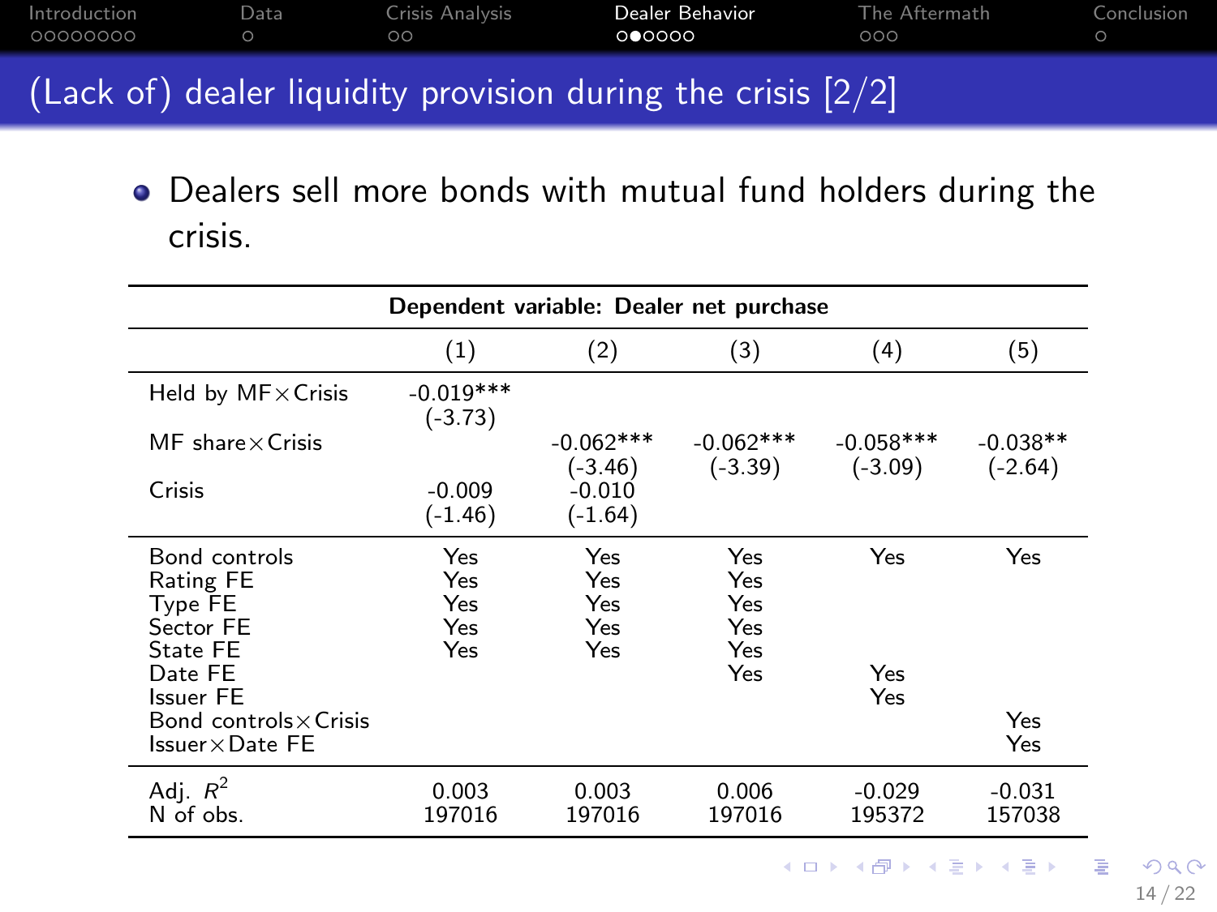# (Lack of) dealer liquidity provision during the crisis [2/2]

- Dealers sell more bonds with mutual fund holders during the crisis.

| Dependent variable: Dealer net purchase | | | | | |
|---|---|---|---|---|---|
| | (1) | (2) | (3) | (4) | (5) |
| Held by MF×Crisis | -0.019*** | | | | |
| | (-3.73) | | | | |
| MF share×Crisis | | -0.062*** | -0.062*** | -0.058*** | -0.038** |
| | | (-3.46) | (-3.39) | (-3.09) | (-2.64) |
| Crisis | -0.009 | -0.010 | | | |
| | (-1.46) | (-1.64) | | | |
| Bond controls | Yes | Yes | Yes | Yes | Yes |
| Rating FE | Yes | Yes | Yes | | |
| Type FE | Yes | Yes | Yes | | |
| Sector FE | Yes | Yes | Yes | | |
| State FE | Yes | Yes | Yes | | |
| Date FE | | | Yes | Yes | |
| Issuer FE | | | | Yes | |
| Bond controls×Crisis | | | | | Yes |
| Issuer×Date FE | | | | | Yes |
| Adj. $R^2$ | 0.003 | 0.003 | 0.006 | -0.029 | -0.031 |
| N of obs. | 197016 | 197016 | 197016 | 195372 | 157038 |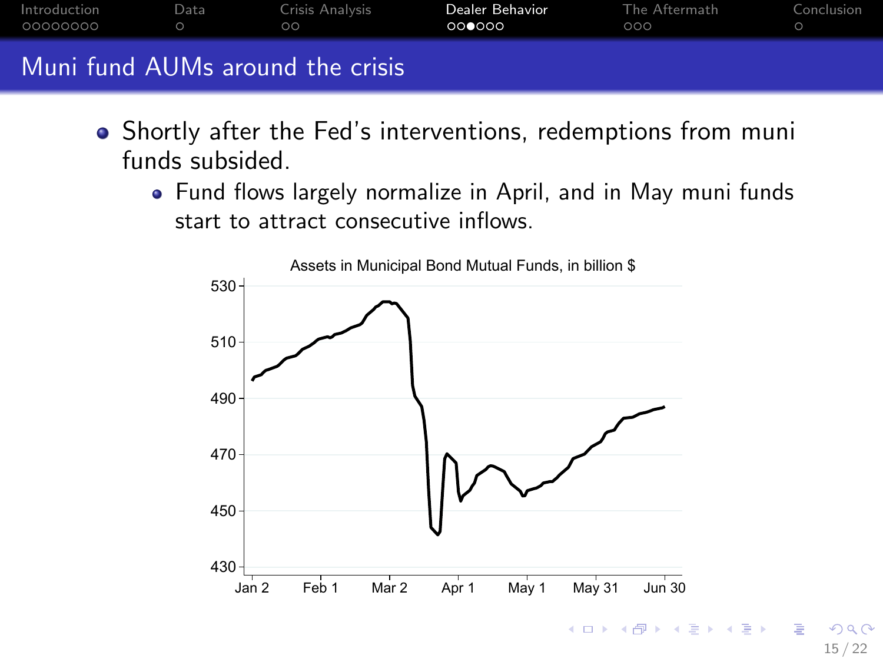## Muni fund AUMs around the crisis

- Shortly after the Fed's interventions, redemptions from muni funds subsided.
  - Fund flows largely normalize in April, and in May muni funds start to attract consecutive inflows.

Assets in Municipal Bond Mutual Funds, in billion $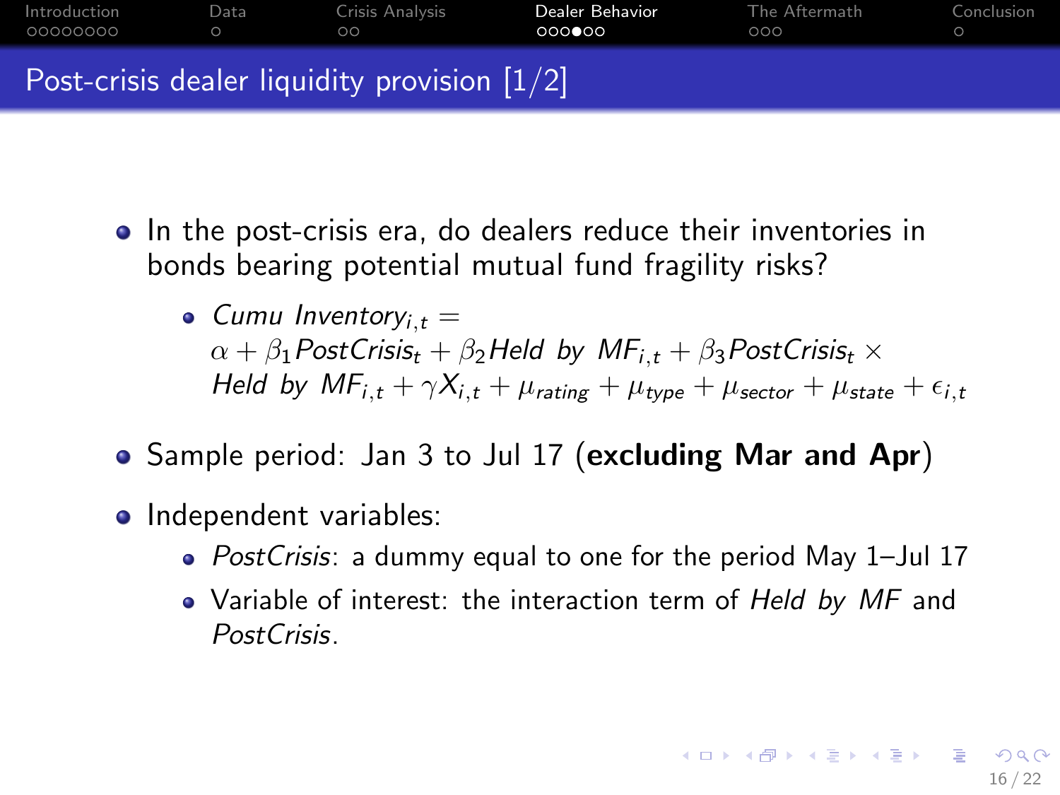## Post-crisis dealer liquidity provision [1/2]

- In the post-crisis era, do dealers reduce their inventories in bonds bearing potential mutual fund fragility risks?
  - $Cumu\ Inventory_{i,t} = \alpha + \beta_1 PostCrisis_t + \beta_2 Held\ by\ MF_{i,t} + \beta_3 PostCrisis_t \times Held\ by\ MF_{i,t} + \gamma X_{i,t} + \mu_{rating} + \mu_{type} + \mu_{sector} + \mu_{state} + \epsilon_{i,t}$
- Sample period: Jan 3 to Jul 17 (**excluding Mar and Apr**)
- Independent variables:
  - *PostCrisis*: a dummy equal to one for the period May 1–Jul 17
  - Variable of interest: the interaction term of *Held by MF* and *PostCrisis*.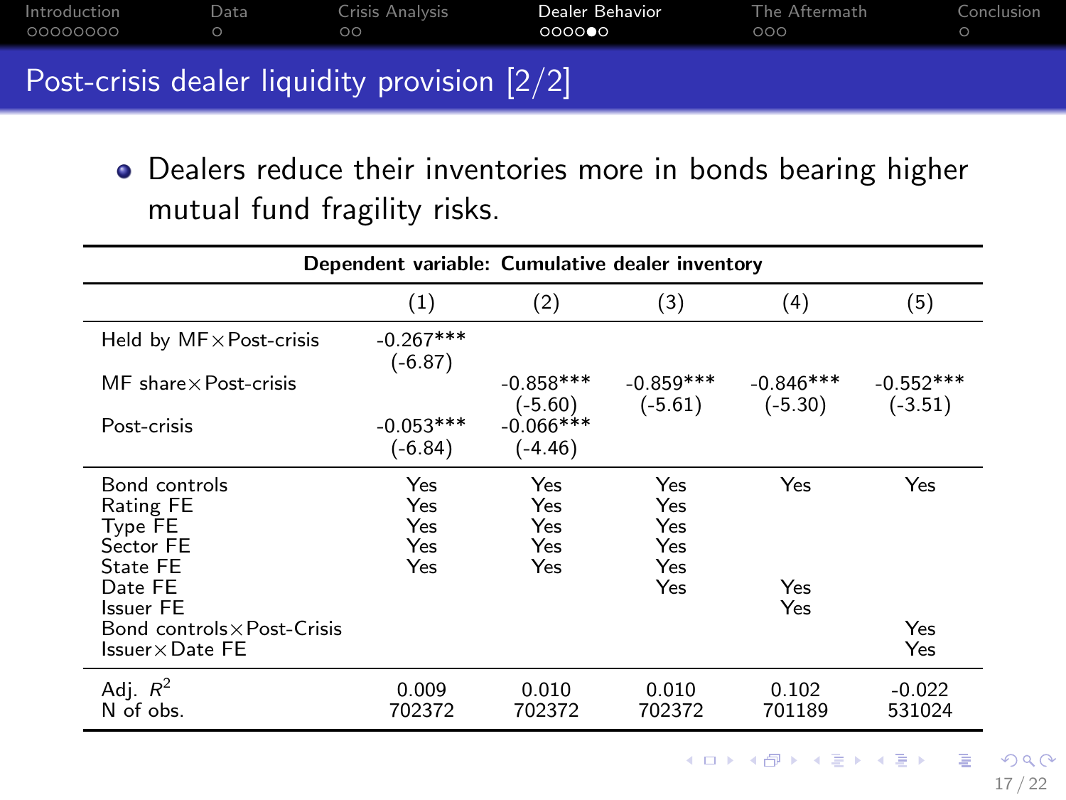## Post-crisis dealer liquidity provision [2/2]

- Dealers reduce their inventories more in bonds bearing higher mutual fund fragility risks.

| **Dependent variable: Cumulative dealer inventory** | | | | | |
|---|---|---|---|---|---|
| | (1) | (2) | (3) | (4) | (5) |
| Held by MF × Post-crisis | -0.267*** | | | | |
| | (-6.87) | | | | |
| MF share × Post-crisis | | -0.858*** | -0.859*** | -0.846*** | -0.552*** |
| | | (-5.60) | (-5.61) | (-5.30) | (-3.51) |
| Post-crisis | -0.053*** | -0.066*** | | | |
| | (-6.84) | (-4.46) | | | |
| Bond controls | Yes | Yes | Yes | Yes | Yes |
| Rating FE | Yes | Yes | Yes | | |
| Type FE | Yes | Yes | Yes | | |
| Sector FE | Yes | Yes | Yes | | |
| State FE | Yes | Yes | Yes | | |
| Date FE | | | Yes | Yes | |
| Issuer FE | | | | Yes | |
| Bond controls × Post-Crisis | | | | | Yes |
| Issuer × Date FE | | | | | Yes |
| Adj. $R^2$ | 0.009 | 0.010 | 0.010 | 0.102 | -0.022 |
| N of obs. | 702372 | 702372 | 702372 | 701189 | 531024 |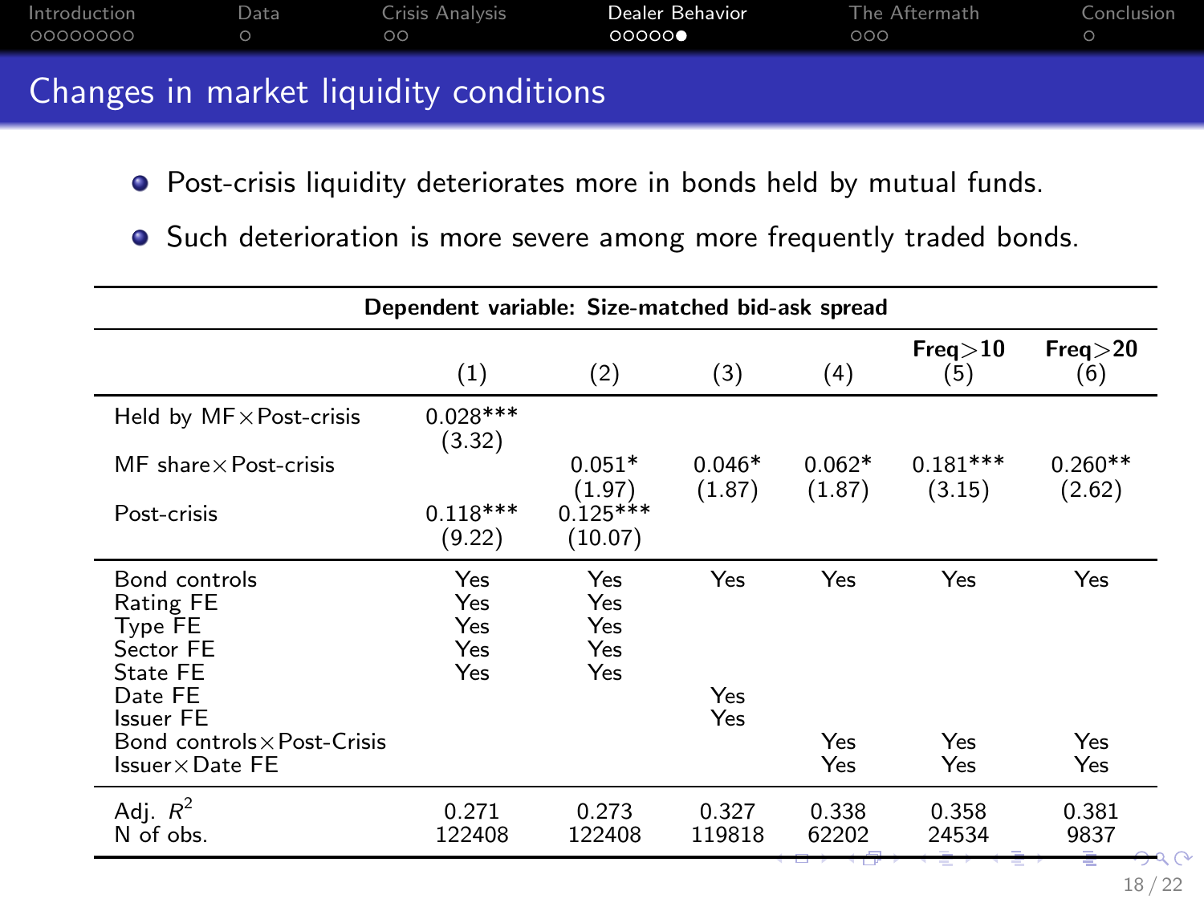# Changes in market liquidity conditions

- Post-crisis liquidity deteriorates more in bonds held by mutual funds.
- Such deterioration is more severe among more frequently traded bonds.

| Dependent variable: Size-matched bid-ask spread | | | | | | |
|---|---|---|---|---|---|---|
| | (1) | (2) | (3) | (4) | **Freq>10** (5) | **Freq>20** (6) |
| Held by MF×Post-crisis | 0.028*** | | | | | |
| | (3.32) | | | | | |
| MF share×Post-crisis | | 0.051* | 0.046* | 0.062* | 0.181*** | 0.260** |
| | | (1.97) | (1.87) | (1.87) | (3.15) | (2.62) |
| Post-crisis | 0.118*** | 0.125*** | | | | |
| | (9.22) | (10.07) | | | | |
| Bond controls | Yes | Yes | Yes | Yes | Yes | Yes |
| Rating FE | Yes | Yes | | | | |
| Type FE | Yes | Yes | | | | |
| Sector FE | Yes | Yes | | | | |
| State FE | Yes | Yes | | | | |
| Date FE | | | Yes | | | |
| Issuer FE | | | Yes | | | |
| Bond controls×Post-Crisis | | | | Yes | Yes | Yes |
| Issuer×Date FE | | | | Yes | Yes | Yes |
| Adj. $R^2$ | 0.271 | 0.273 | 0.327 | 0.338 | 0.358 | 0.381 |
| N of obs. | 122408 | 122408 | 119818 | 62202 | 24534 | 9837 |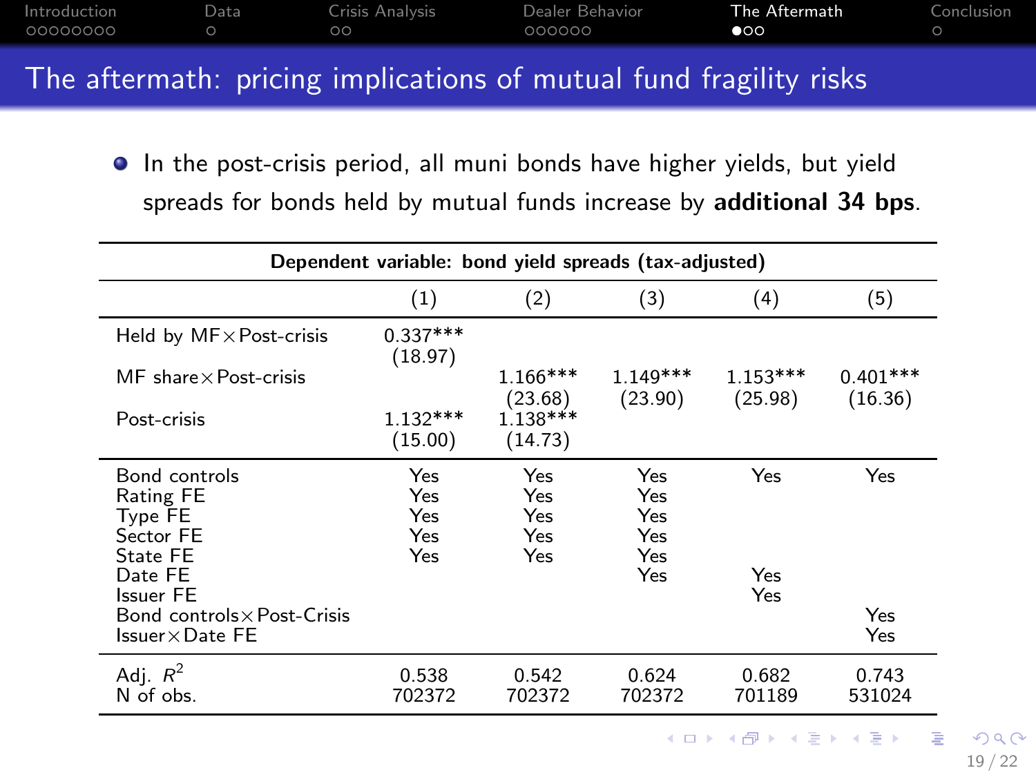# The aftermath: pricing implications of mutual fund fragility risks

- In the post-crisis period, all muni bonds have higher yields, but yield spreads for bonds held by mutual funds increase by **additional 34 bps**.

| Dependent variable: bond yield spreads (tax-adjusted) | | | | | |
|---|---|---|---|---|---|
| | (1) | (2) | (3) | (4) | (5) |
| Held by MF×Post-crisis | 0.337*** | | | | |
| | (18.97) | | | | |
| MF share×Post-crisis | | 1.166*** | 1.149*** | 1.153*** | 0.401*** |
| | | (23.68) | (23.90) | (25.98) | (16.36) |
| Post-crisis | 1.132*** | 1.138*** | | | |
| | (15.00) | (14.73) | | | |
| Bond controls | Yes | Yes | Yes | Yes | Yes |
| Rating FE | Yes | Yes | Yes | | |
| Type FE | Yes | Yes | Yes | | |
| Sector FE | Yes | Yes | Yes | | |
| State FE | Yes | Yes | Yes | | |
| Date FE | | | Yes | Yes | |
| Issuer FE | | | | Yes | |
| Bond controls×Post-Crisis | | | | | Yes |
| Issuer×Date FE | | | | | Yes |
| Adj. $R^2$ | 0.538 | 0.542 | 0.624 | 0.682 | 0.743 |
| N of obs. | 702372 | 702372 | 702372 | 701189 | 531024 |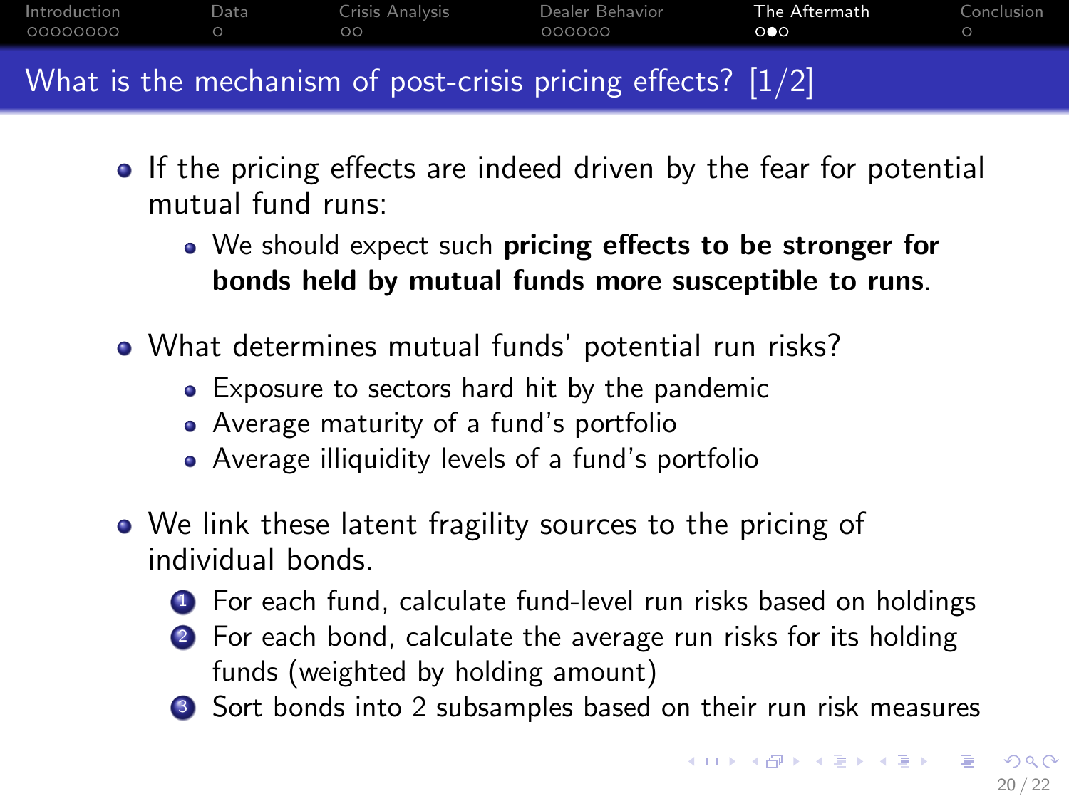# What is the mechanism of post-crisis pricing effects? [1/2]

- If the pricing effects are indeed driven by the fear for potential mutual fund runs:
  - We should expect such **pricing effects to be stronger for bonds held by mutual funds more susceptible to runs**.
- What determines mutual funds' potential run risks?
  - Exposure to sectors hard hit by the pandemic
  - Average maturity of a fund's portfolio
  - Average illiquidity levels of a fund's portfolio
- We link these latent fragility sources to the pricing of individual bonds.
  1. For each fund, calculate fund-level run risks based on holdings
  2. For each bond, calculate the average run risks for its holding funds (weighted by holding amount)
  3. Sort bonds into 2 subsamples based on their run risk measures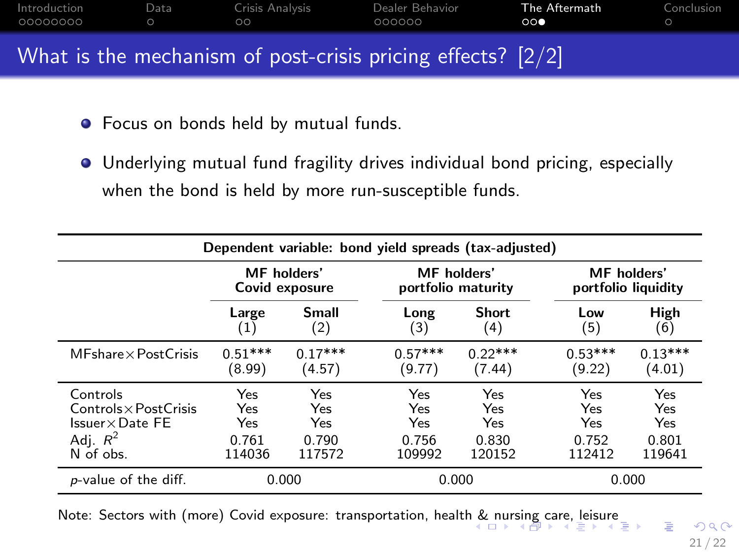## What is the mechanism of post-crisis pricing effects? [2/2]

- Focus on bonds held by mutual funds.
- Underlying mutual fund fragility drives individual bond pricing, especially when the bond is held by more run-susceptible funds.

| Dependent variable: bond yield spreads (tax-adjusted) | | | | | | |
|---|---|---|---|---|---|---|
| | MF holders' Covid exposure | | MF holders' portfolio maturity | | MF holders' portfolio liquidity | |
| | Large (1) | Small (2) | Long (3) | Short (4) | Low (5) | High (6) |
| MFshare×PostCrisis | 0.51*** (8.99) | 0.17*** (4.57) | 0.57*** (9.77) | 0.22*** (7.44) | 0.53*** (9.22) | 0.13*** (4.01) |
| Controls | Yes | Yes | Yes | Yes | Yes | Yes |
| Controls×PostCrisis | Yes | Yes | Yes | Yes | Yes | Yes |
| Issuer×Date FE | Yes | Yes | Yes | Yes | Yes | Yes |
| Adj. $R^2$ | 0.761 | 0.790 | 0.756 | 0.830 | 0.752 | 0.801 |
| N of obs. | 114036 | 117572 | 109992 | 120152 | 112412 | 119641 |
| $p$-value of the diff. | 0.000 | | 0.000 | | 0.000 | |

Note: Sectors with (more) Covid exposure: transportation, health & nursing care, leisure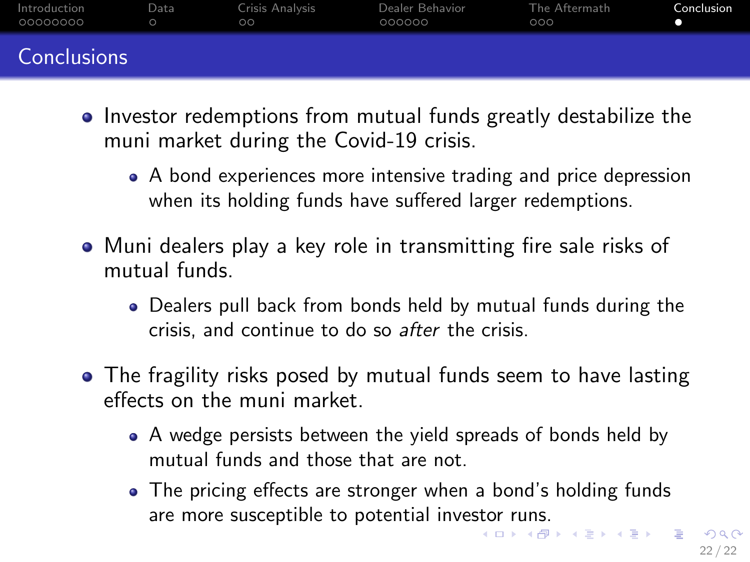## Conclusions

- Investor redemptions from mutual funds greatly destabilize the muni market during the Covid-19 crisis.
  - A bond experiences more intensive trading and price depression when its holding funds have suffered larger redemptions.
- Muni dealers play a key role in transmitting fire sale risks of mutual funds.
  - Dealers pull back from bonds held by mutual funds during the crisis, and continue to do so *after* the crisis.
- The fragility risks posed by mutual funds seem to have lasting effects on the muni market.
  - A wedge persists between the yield spreads of bonds held by mutual funds and those that are not.
  - The pricing effects are stronger when a bond's holding funds are more susceptible to potential investor runs.